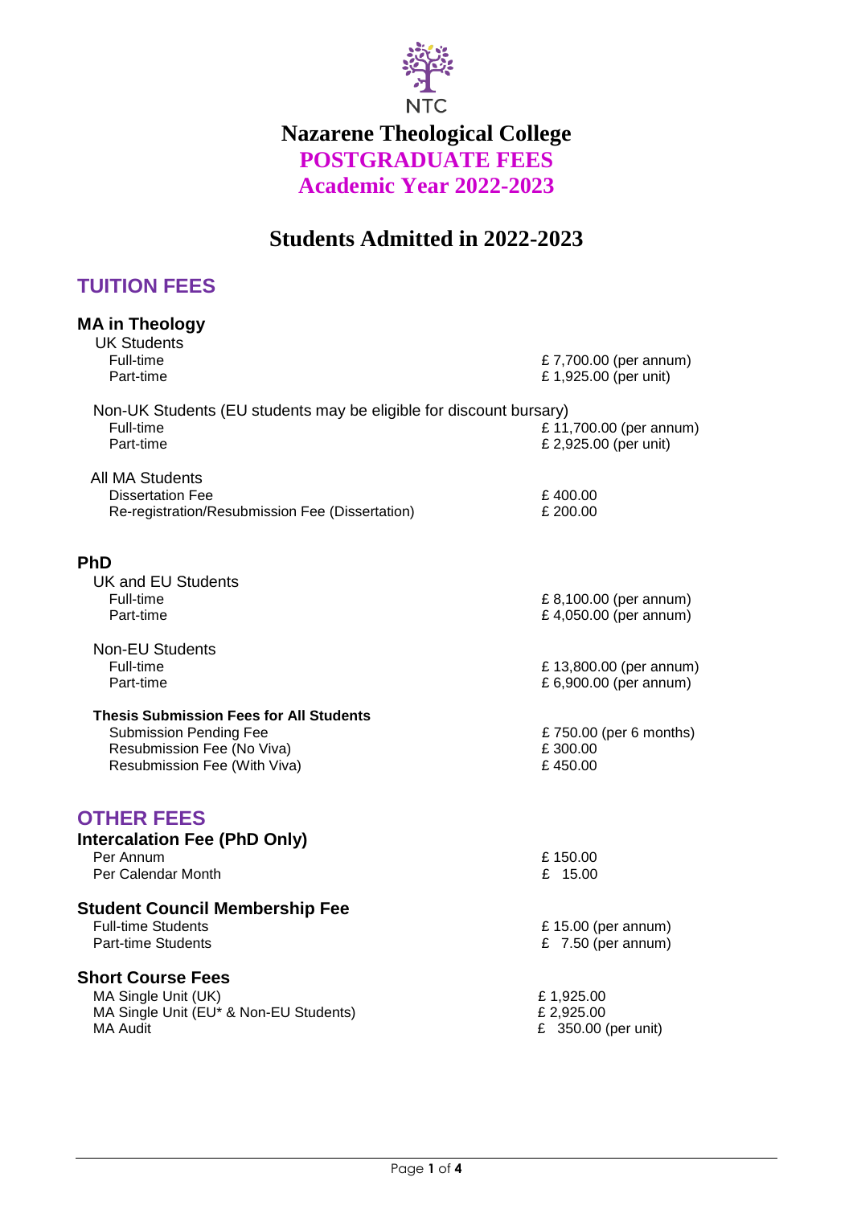NTC

# Nazarene Theological College
# POSTGRADUATE FEES
# Academic Year 2022-2023

## Students Admitted in 2022-2023

## TUITION FEES

### MA in Theology

UK Students

| | |
|---|---|
| Full-time | £ 7,700.00 (per annum) |
| Part-time | £ 1,925.00 (per unit) |

Non-UK Students (EU students may be eligible for discount bursary)

| | |
|---|---|
| Full-time | £ 11,700.00 (per annum) |
| Part-time | £ 2,925.00 (per unit) |

All MA Students

| | |
|---|---|
| Dissertation Fee | £ 400.00 |
| Re-registration/Resubmission Fee (Dissertation) | £ 200.00 |

### PhD

UK and EU Students

| | |
|---|---|
| Full-time | £ 8,100.00 (per annum) |
| Part-time | £ 4,050.00 (per annum) |

Non-EU Students

| | |
|---|---|
| Full-time | £ 13,800.00 (per annum) |
| Part-time | £ 6,900.00 (per annum) |

**Thesis Submission Fees for All Students**

| | |
|---|---|
| Submission Pending Fee | £ 750.00 (per 6 months) |
| Resubmission Fee (No Viva) | £ 300.00 |
| Resubmission Fee (With Viva) | £ 450.00 |

## OTHER FEES

### Intercalation Fee (PhD Only)

| | |
|---|---|
| Per Annum | £ 150.00 |
| Per Calendar Month | £ 15.00 |

### Student Council Membership Fee

| | |
|---|---|
| Full-time Students | £ 15.00 (per annum) |
| Part-time Students | £ 7.50 (per annum) |

### Short Course Fees

| | |
|---|---|
| MA Single Unit (UK) | £ 1,925.00 |
| MA Single Unit (EU* & Non-EU Students) | £ 2,925.00 |
| MA Audit | £ 350.00 (per unit) |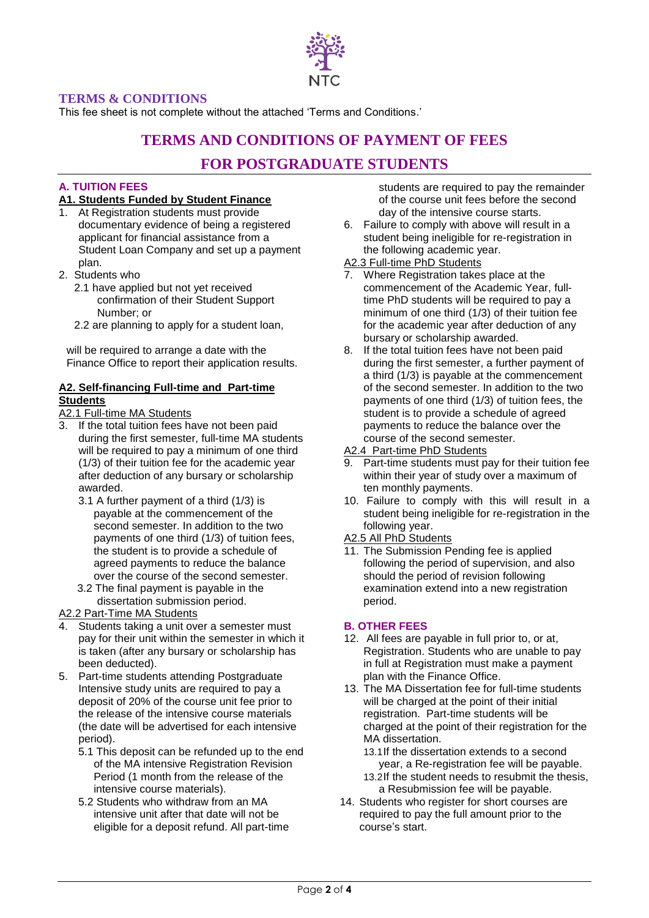## TERMS & CONDITIONS

This fee sheet is not complete without the attached 'Terms and Conditions.'

# TERMS AND CONDITIONS OF PAYMENT OF FEES FOR POSTGRADUATE STUDENTS

### A. TUITION FEES

**A1. Students Funded by Student Finance**

1. At Registration students must provide documentary evidence of being a registered applicant for financial assistance from a Student Loan Company and set up a payment plan.
2. Students who
   - 2.1 have applied but not yet received confirmation of their Student Support Number; or
   - 2.2 are planning to apply for a student loan,

   will be required to arrange a date with the Finance Office to report their application results.

**A2. Self-financing Full-time and Part-time Students**

A2.1 Full-time MA Students

3. If the total tuition fees have not been paid during the first semester, full-time MA students will be required to pay a minimum of one third (1/3) of their tuition fee for the academic year after deduction of any bursary or scholarship awarded.
   - 3.1 A further payment of a third (1/3) is payable at the commencement of the second semester. In addition to the two payments of one third (1/3) of tuition fees, the student is to provide a schedule of agreed payments to reduce the balance over the course of the second semester.
   - 3.2 The final payment is payable in the dissertation submission period.

A2.2 Part-Time MA Students

4. Students taking a unit over a semester must pay for their unit within the semester in which it is taken (after any bursary or scholarship has been deducted).
5. Part-time students attending Postgraduate Intensive study units are required to pay a deposit of 20% of the course unit fee prior to the release of the intensive course materials (the date will be advertised for each intensive period).
   - 5.1 This deposit can be refunded up to the end of the MA intensive Registration Revision Period (1 month from the release of the intensive course materials).
   - 5.2 Students who withdraw from an MA intensive unit after that date will not be eligible for a deposit refund. All part-time students are required to pay the remainder of the course unit fees before the second day of the intensive course starts.
6. Failure to comply with above will result in a student being ineligible for re-registration in the following academic year.

A2.3 Full-time PhD Students

7. Where Registration takes place at the commencement of the Academic Year, full-time PhD students will be required to pay a minimum of one third (1/3) of their tuition fee for the academic year after deduction of any bursary or scholarship awarded.
8. If the total tuition fees have not been paid during the first semester, a further payment of a third (1/3) is payable at the commencement of the second semester. In addition to the two payments of one third (1/3) of tuition fees, the student is to provide a schedule of agreed payments to reduce the balance over the course of the second semester.

A2.4 Part-time PhD Students

9. Part-time students must pay for their tuition fee within their year of study over a maximum of ten monthly payments.
10. Failure to comply with this will result in a student being ineligible for re-registration in the following year.

A2.5 All PhD Students

11. The Submission Pending fee is applied following the period of supervision, and also should the period of revision following examination extend into a new registration period.

### B. OTHER FEES

12. All fees are payable in full prior to, or at, Registration. Students who are unable to pay in full at Registration must make a payment plan with the Finance Office.
13. The MA Dissertation fee for full-time students will be charged at the point of their initial registration. Part-time students will be charged at the point of their registration for the MA dissertation.
   - 13.1 If the dissertation extends to a second year, a Re-registration fee will be payable.
   - 13.2 If the student needs to resubmit the thesis, a Resubmission fee will be payable.
14. Students who register for short courses are required to pay the full amount prior to the course's start.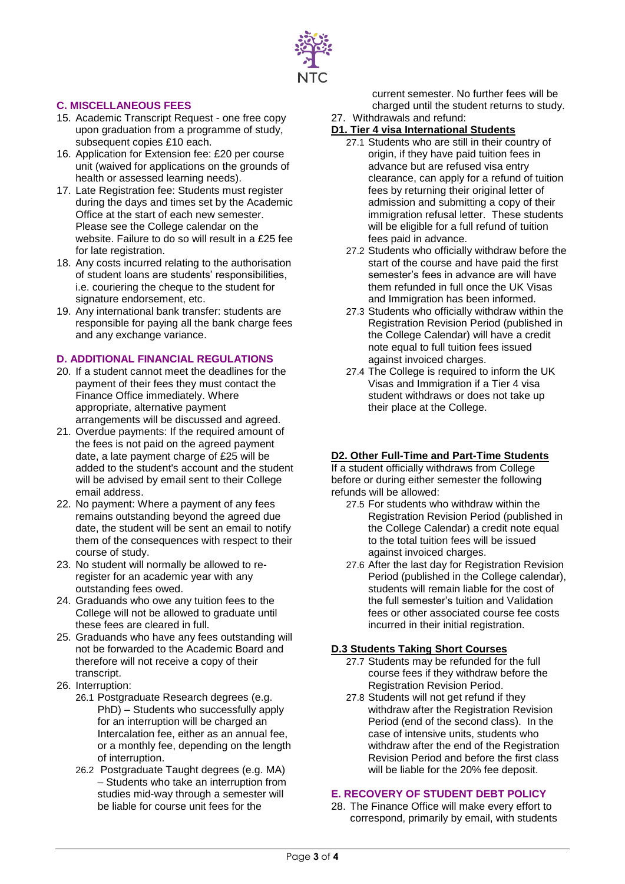## C. MISCELLANEOUS FEES

15. Academic Transcript Request - one free copy upon graduation from a programme of study, subsequent copies £10 each.
16. Application for Extension fee: £20 per course unit (waived for applications on the grounds of health or assessed learning needs).
17. Late Registration fee: Students must register during the days and times set by the Academic Office at the start of each new semester. Please see the College calendar on the website. Failure to do so will result in a £25 fee for late registration.
18. Any costs incurred relating to the authorisation of student loans are students' responsibilities, i.e. couriering the cheque to the student for signature endorsement, etc.
19. Any international bank transfer: students are responsible for paying all the bank charge fees and any exchange variance.

## D. ADDITIONAL FINANCIAL REGULATIONS

20. If a student cannot meet the deadlines for the payment of their fees they must contact the Finance Office immediately. Where appropriate, alternative payment arrangements will be discussed and agreed.
21. Overdue payments: If the required amount of the fees is not paid on the agreed payment date, a late payment charge of £25 will be added to the student's account and the student will be advised by email sent to their College email address.
22. No payment: Where a payment of any fees remains outstanding beyond the agreed due date, the student will be sent an email to notify them of the consequences with respect to their course of study.
23. No student will normally be allowed to re-register for an academic year with any outstanding fees owed.
24. Graduands who owe any tuition fees to the College will not be allowed to graduate until these fees are cleared in full.
25. Graduands who have any fees outstanding will not be forwarded to the Academic Board and therefore will not receive a copy of their transcript.
26. Interruption:
    - 26.1 Postgraduate Research degrees (e.g. PhD) – Students who successfully apply for an interruption will be charged an Intercalation fee, either as an annual fee, or a monthly fee, depending on the length of interruption.
    - 26.2 Postgraduate Taught degrees (e.g. MA) – Students who take an interruption from studies mid-way through a semester will be liable for course unit fees for the current semester. No further fees will be charged until the student returns to study.
27. Withdrawals and refund:

**D1. Tier 4 visa International Students**

- 27.1 Students who are still in their country of origin, if they have paid tuition fees in advance but are refused visa entry clearance, can apply for a refund of tuition fees by returning their original letter of admission and submitting a copy of their immigration refusal letter. These students will be eligible for a full refund of tuition fees paid in advance.
- 27.2 Students who officially withdraw before the start of the course and have paid the first semester's fees in advance are will have them refunded in full once the UK Visas and Immigration has been informed.
- 27.3 Students who officially withdraw within the Registration Revision Period (published in the College Calendar) will have a credit note equal to full tuition fees issued against invoiced charges.
- 27.4 The College is required to inform the UK Visas and Immigration if a Tier 4 visa student withdraws or does not take up their place at the College.

**D2. Other Full-Time and Part-Time Students**

If a student officially withdraws from College before or during either semester the following refunds will be allowed:

- 27.5 For students who withdraw within the Registration Revision Period (published in the College Calendar) a credit note equal to the total tuition fees will be issued against invoiced charges.
- 27.6 After the last day for Registration Revision Period (published in the College calendar), students will remain liable for the cost of the full semester's tuition and Validation fees or other associated course fee costs incurred in their initial registration.

**D.3 Students Taking Short Courses**

- 27.7 Students may be refunded for the full course fees if they withdraw before the Registration Revision Period.
- 27.8 Students will not get refund if they withdraw after the Registration Revision Period (end of the second class). In the case of intensive units, students who withdraw after the end of the Registration Revision Period and before the first class will be liable for the 20% fee deposit.

## E. RECOVERY OF STUDENT DEBT POLICY

28. The Finance Office will make every effort to correspond, primarily by email, with students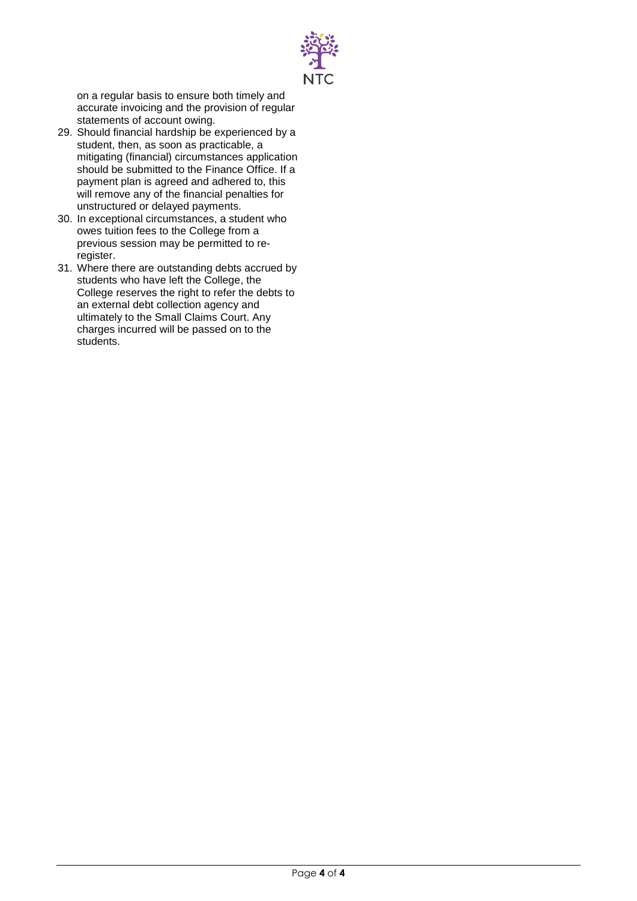on a regular basis to ensure both timely and accurate invoicing and the provision of regular statements of account owing.

29. Should financial hardship be experienced by a student, then, as soon as practicable, a mitigating (financial) circumstances application should be submitted to the Finance Office. If a payment plan is agreed and adhered to, this will remove any of the financial penalties for unstructured or delayed payments.
30. In exceptional circumstances, a student who owes tuition fees to the College from a previous session may be permitted to re-register.
31. Where there are outstanding debts accrued by students who have left the College, the College reserves the right to refer the debts to an external debt collection agency and ultimately to the Small Claims Court. Any charges incurred will be passed on to the students.